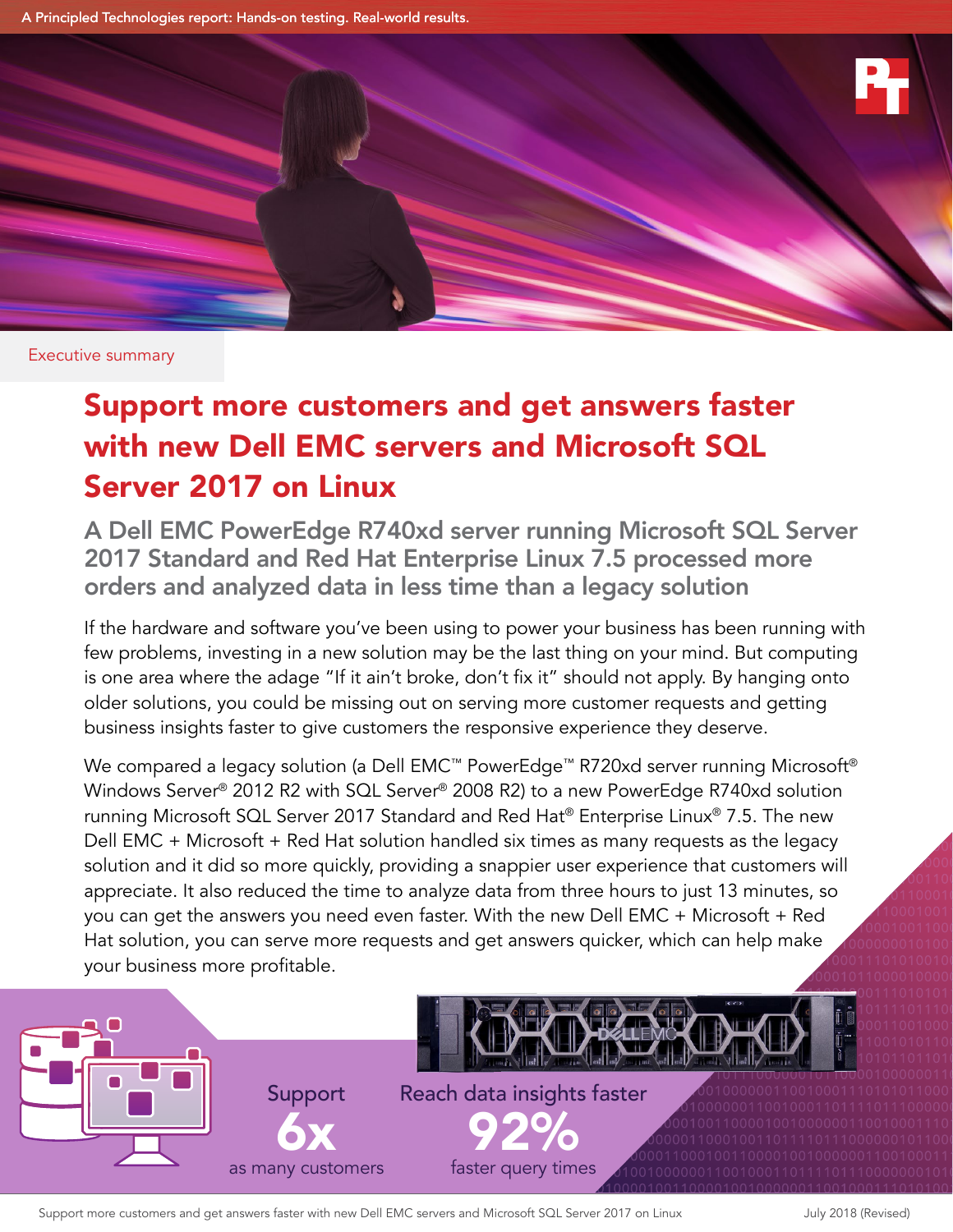Executive summary

# Support more customers and get answers faster with new Dell EMC servers and Microsoft SQL Server 2017 on Linux

## A Dell EMC PowerEdge R740xd server running Microsoft SQL Server 2017 Standard and Red Hat Enterprise Linux 7.5 processed more orders and analyzed data in less time than a legacy solution

If the hardware and software you've been using to power your business has been running with few problems, investing in a new solution may be the last thing on your mind. But computing is one area where the adage "If it ain't broke, don't fix it" should not apply. By hanging onto older solutions, you could be missing out on serving more customer requests and getting business insights faster to give customers the responsive experience they deserve.

We compared a legacy solution (a Dell EMC™ PowerEdge™ R720xd server running Microsoft® Windows Server® 2012 R2 with SQL Server® 2008 R2) to a new PowerEdge R740xd solution running Microsoft SQL Server 2017 Standard and Red Hat® Enterprise Linux® 7.5. The new Dell EMC + Microsoft + Red Hat solution handled six times as many requests as the legacy solution and it did so more quickly, providing a snappier user experience that customers will appreciate. It also reduced the time to analyze data from three hours to just 13 minutes, so you can get the answers you need even faster. With the new Dell EMC + Microsoft + Red Hat solution, you can serve more requests and get answers quicker, which can help make your business more profitable.

Support **6x** as many customers

Reach data insights faster **92%** faster query times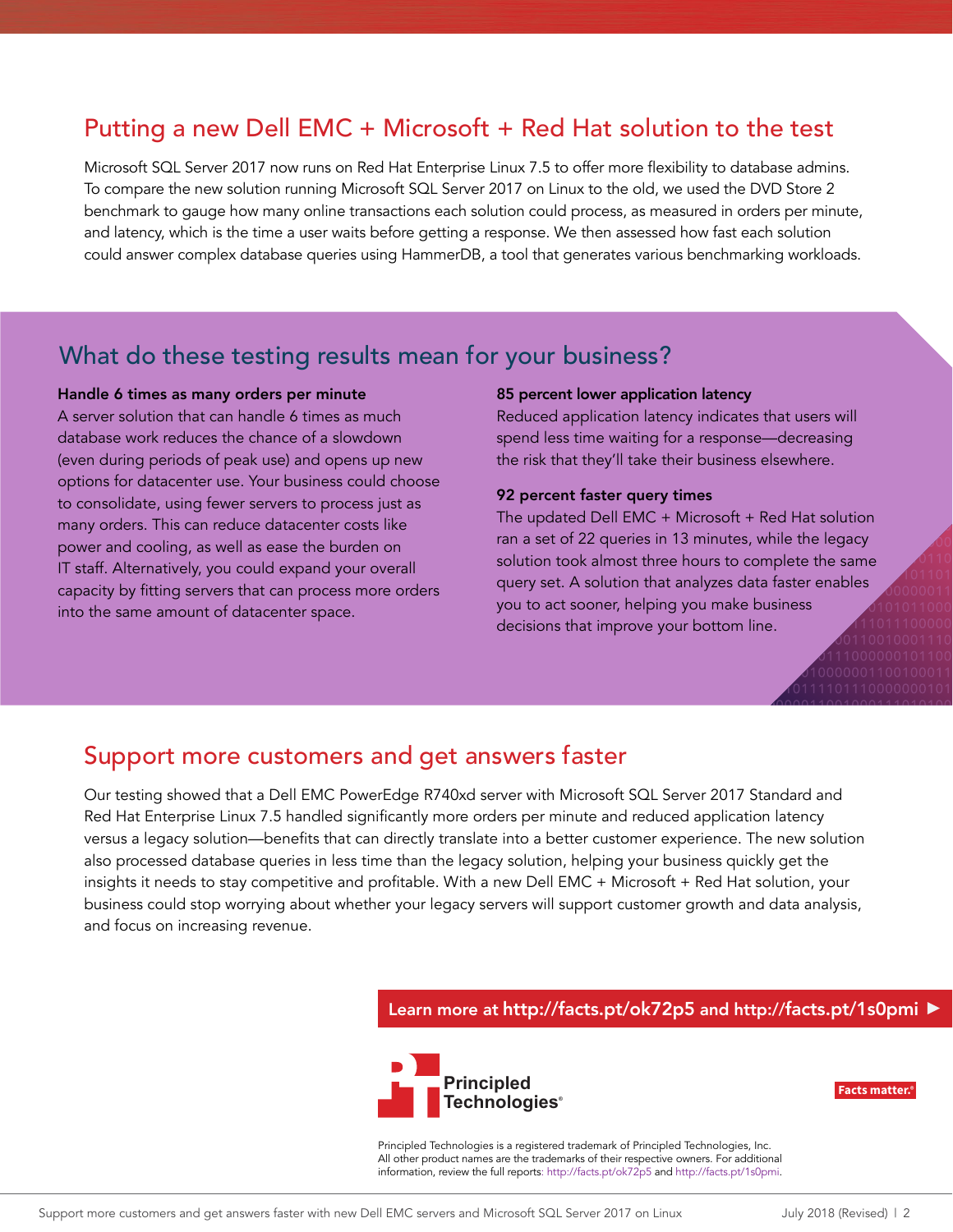## Putting a new Dell EMC + Microsoft + Red Hat solution to the test

Microsoft SQL Server 2017 now runs on Red Hat Enterprise Linux 7.5 to offer more flexibility to database admins. To compare the new solution running Microsoft SQL Server 2017 on Linux to the old, we used the DVD Store 2 benchmark to gauge how many online transactions each solution could process, as measured in orders per minute, and latency, which is the time a user waits before getting a response. We then assessed how fast each solution could answer complex database queries using HammerDB, a tool that generates various benchmarking workloads.

## What do these testing results mean for your business?

**Handle 6 times as many orders per minute**

A server solution that can handle 6 times as much database work reduces the chance of a slowdown (even during periods of peak use) and opens up new options for datacenter use. Your business could choose to consolidate, using fewer servers to process just as many orders. This can reduce datacenter costs like power and cooling, as well as ease the burden on IT staff. Alternatively, you could expand your overall capacity by fitting servers that can process more orders into the same amount of datacenter space.

**85 percent lower application latency**

Reduced application latency indicates that users will spend less time waiting for a response—decreasing the risk that they'll take their business elsewhere.

**92 percent faster query times**

The updated Dell EMC + Microsoft + Red Hat solution ran a set of 22 queries in 13 minutes, while the legacy solution took almost three hours to complete the same query set. A solution that analyzes data faster enables you to act sooner, helping you make business decisions that improve your bottom line.

## Support more customers and get answers faster

Our testing showed that a Dell EMC PowerEdge R740xd server with Microsoft SQL Server 2017 Standard and Red Hat Enterprise Linux 7.5 handled significantly more orders per minute and reduced application latency versus a legacy solution—benefits that can directly translate into a better customer experience. The new solution also processed database queries in less time than the legacy solution, helping your business quickly get the insights it needs to stay competitive and profitable. With a new Dell EMC + Microsoft + Red Hat solution, your business could stop worrying about whether your legacy servers will support customer growth and data analysis, and focus on increasing revenue.

**Learn more at http://facts.pt/ok72p5 and http://facts.pt/1s0pmi ►**

Principled Technologies®

Facts matter.®

Principled Technologies is a registered trademark of Principled Technologies, Inc. All other product names are the trademarks of their respective owners. For additional information, review the full reports: http://facts.pt/ok72p5 and http://facts.pt/1s0pmi.